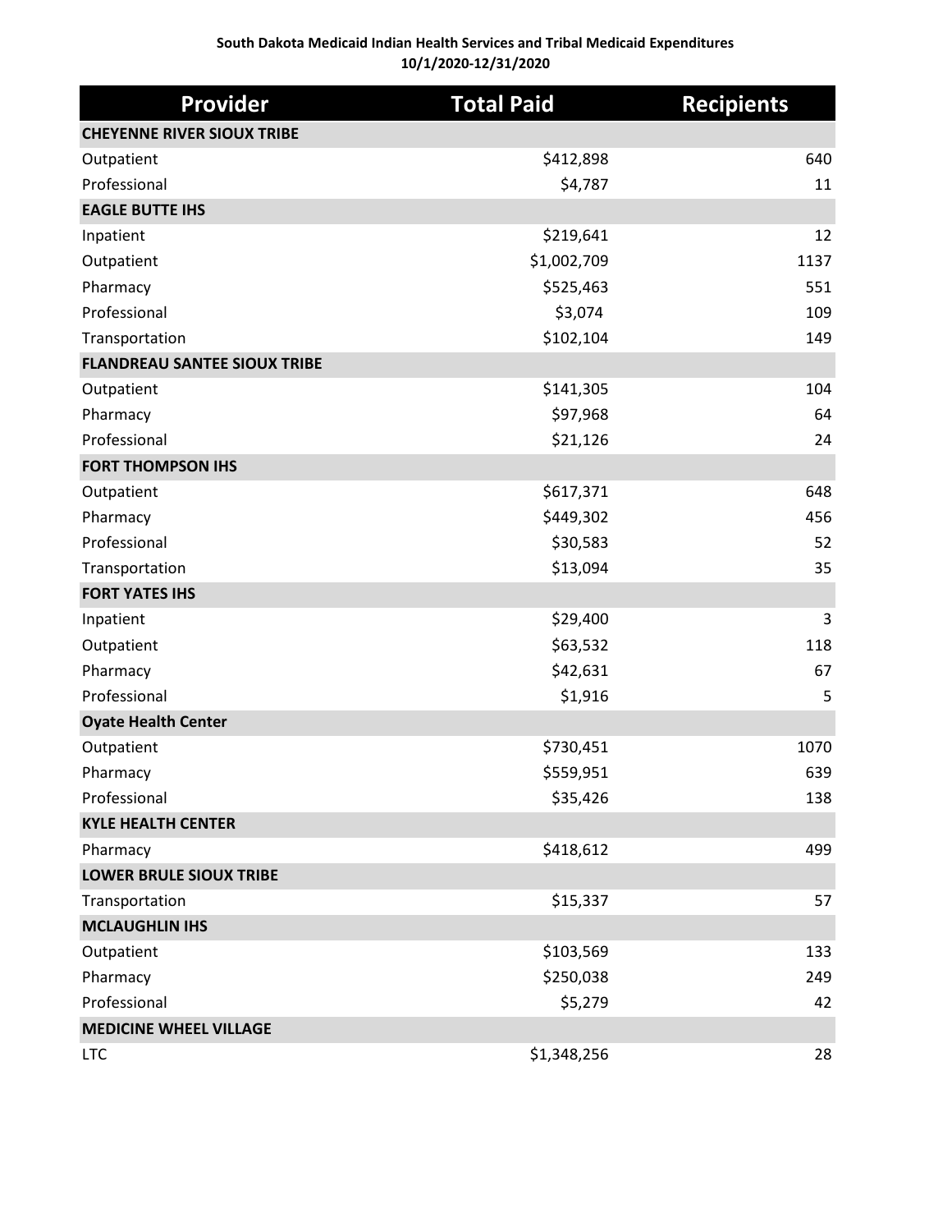**South Dakota Medicaid Indian Health Services and Tribal Medicaid Expenditures**
**10/1/2020-12/31/2020**

| Provider | Total Paid | Recipients |
|---|---|---|
| **CHEYENNE RIVER SIOUX TRIBE** | | |
| Outpatient | $412,898 | 640 |
| Professional | $4,787 | 11 |
| **EAGLE BUTTE IHS** | | |
| Inpatient | $219,641 | 12 |
| Outpatient | $1,002,709 | 1137 |
| Pharmacy | $525,463 | 551 |
| Professional | $3,074 | 109 |
| Transportation | $102,104 | 149 |
| **FLANDREAU SANTEE SIOUX TRIBE** | | |
| Outpatient | $141,305 | 104 |
| Pharmacy | $97,968 | 64 |
| Professional | $21,126 | 24 |
| **FORT THOMPSON IHS** | | |
| Outpatient | $617,371 | 648 |
| Pharmacy | $449,302 | 456 |
| Professional | $30,583 | 52 |
| Transportation | $13,094 | 35 |
| **FORT YATES IHS** | | |
| Inpatient | $29,400 | 3 |
| Outpatient | $63,532 | 118 |
| Pharmacy | $42,631 | 67 |
| Professional | $1,916 | 5 |
| **Oyate Health Center** | | |
| Outpatient | $730,451 | 1070 |
| Pharmacy | $559,951 | 639 |
| Professional | $35,426 | 138 |
| **KYLE HEALTH CENTER** | | |
| Pharmacy | $418,612 | 499 |
| **LOWER BRULE SIOUX TRIBE** | | |
| Transportation | $15,337 | 57 |
| **MCLAUGHLIN IHS** | | |
| Outpatient | $103,569 | 133 |
| Pharmacy | $250,038 | 249 |
| Professional | $5,279 | 42 |
| **MEDICINE WHEEL VILLAGE** | | |
| LTC | $1,348,256 | 28 |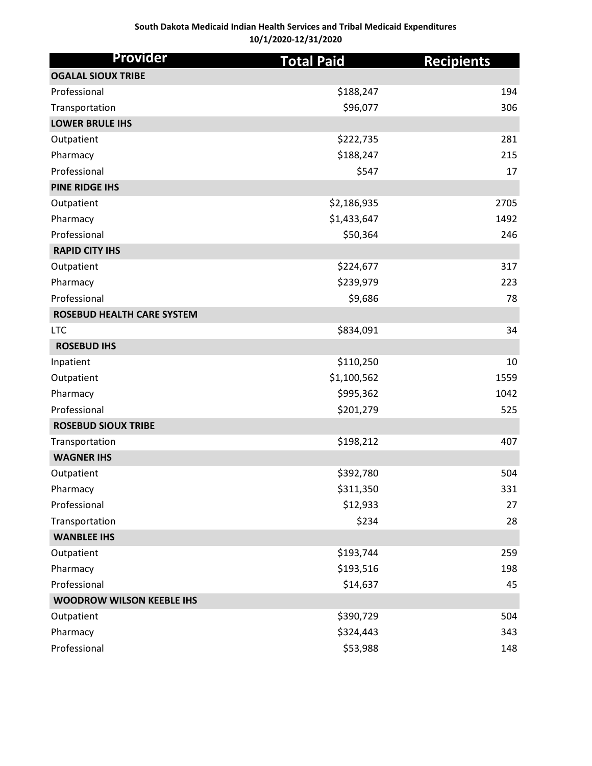**South Dakota Medicaid Indian Health Services and Tribal Medicaid Expenditures**
**10/1/2020-12/31/2020**

| Provider | Total Paid | Recipients |
|---|---|---|
| **OGALAL SIOUX TRIBE** | | |
| Professional | $188,247 | 194 |
| Transportation | $96,077 | 306 |
| **LOWER BRULE IHS** | | |
| Outpatient | $222,735 | 281 |
| Pharmacy | $188,247 | 215 |
| Professional | $547 | 17 |
| **PINE RIDGE IHS** | | |
| Outpatient | $2,186,935 | 2705 |
| Pharmacy | $1,433,647 | 1492 |
| Professional | $50,364 | 246 |
| **RAPID CITY IHS** | | |
| Outpatient | $224,677 | 317 |
| Pharmacy | $239,979 | 223 |
| Professional | $9,686 | 78 |
| **ROSEBUD HEALTH CARE SYSTEM** | | |
| LTC | $834,091 | 34 |
| **ROSEBUD IHS** | | |
| Inpatient | $110,250 | 10 |
| Outpatient | $1,100,562 | 1559 |
| Pharmacy | $995,362 | 1042 |
| Professional | $201,279 | 525 |
| **ROSEBUD SIOUX TRIBE** | | |
| Transportation | $198,212 | 407 |
| **WAGNER IHS** | | |
| Outpatient | $392,780 | 504 |
| Pharmacy | $311,350 | 331 |
| Professional | $12,933 | 27 |
| Transportation | $234 | 28 |
| **WANBLEE IHS** | | |
| Outpatient | $193,744 | 259 |
| Pharmacy | $193,516 | 198 |
| Professional | $14,637 | 45 |
| **WOODROW WILSON KEEBLE IHS** | | |
| Outpatient | $390,729 | 504 |
| Pharmacy | $324,443 | 343 |
| Professional | $53,988 | 148 |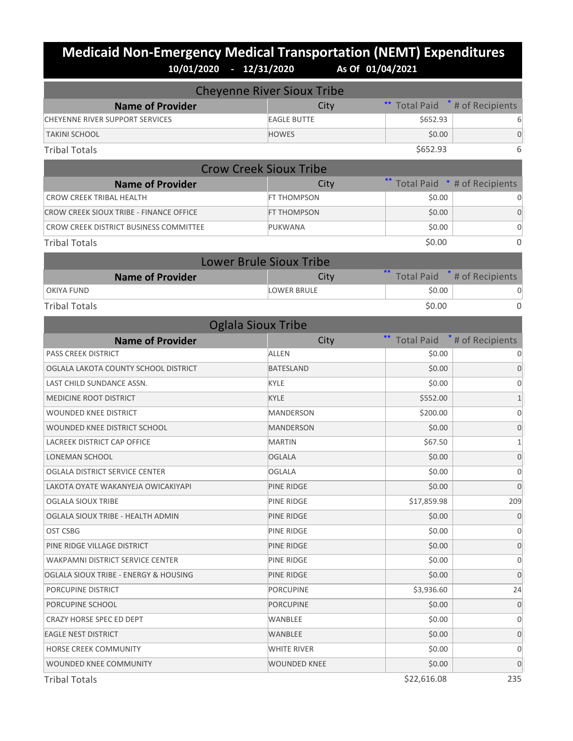# Medicaid Non-Emergency Medical Transportation (NEMT) Expenditures

**10/01/2020 - 12/31/2020 As Of 01/04/2021**

## Cheyenne River Sioux Tribe

| Name of Provider | City | ** Total Paid | * # of Recipients |
|---|---|---|---|
| CHEYENNE RIVER SUPPORT SERVICES | EAGLE BUTTE | $652.93 | 6 |
| TAKINI SCHOOL | HOWES | $0.00 | 0 |
| Tribal Totals | | $652.93 | 6 |

## Crow Creek Sioux Tribe

| Name of Provider | City | ** Total Paid | * # of Recipients |
|---|---|---|---|
| CROW CREEK TRIBAL HEALTH | FT THOMPSON | $0.00 | 0 |
| CROW CREEK SIOUX TRIBE - FINANCE OFFICE | FT THOMPSON | $0.00 | 0 |
| CROW CREEK DISTRICT BUSINESS COMMITTEE | PUKWANA | $0.00 | 0 |
| Tribal Totals | | $0.00 | 0 |

## Lower Brule Sioux Tribe

| Name of Provider | City | ** Total Paid | * # of Recipients |
|---|---|---|---|
| OKIYA FUND | LOWER BRULE | $0.00 | 0 |
| Tribal Totals | | $0.00 | 0 |

## Oglala Sioux Tribe

| Name of Provider | City | ** Total Paid | * # of Recipients |
|---|---|---|---|
| PASS CREEK DISTRICT | ALLEN | $0.00 | 0 |
| OGLALA LAKOTA COUNTY SCHOOL DISTRICT | BATESLAND | $0.00 | 0 |
| LAST CHILD SUNDANCE ASSN. | KYLE | $0.00 | 0 |
| MEDICINE ROOT DISTRICT | KYLE | $552.00 | 1 |
| WOUNDED KNEE DISTRICT | MANDERSON | $200.00 | 0 |
| WOUNDED KNEE DISTRICT SCHOOL | MANDERSON | $0.00 | 0 |
| LACREEK DISTRICT CAP OFFICE | MARTIN | $67.50 | 1 |
| LONEMAN SCHOOL | OGLALA | $0.00 | 0 |
| OGLALA DISTRICT SERVICE CENTER | OGLALA | $0.00 | 0 |
| LAKOTA OYATE WAKANYEJA OWICAKIYAPI | PINE RIDGE | $0.00 | 0 |
| OGLALA SIOUX TRIBE | PINE RIDGE | $17,859.98 | 209 |
| OGLALA SIOUX TRIBE - HEALTH ADMIN | PINE RIDGE | $0.00 | 0 |
| OST CSBG | PINE RIDGE | $0.00 | 0 |
| PINE RIDGE VILLAGE DISTRICT | PINE RIDGE | $0.00 | 0 |
| WAKPAMNI DISTRICT SERVICE CENTER | PINE RIDGE | $0.00 | 0 |
| OGLALA SIOUX TRIBE - ENERGY & HOUSING | PINE RIDGE | $0.00 | 0 |
| PORCUPINE DISTRICT | PORCUPINE | $3,936.60 | 24 |
| PORCUPINE SCHOOL | PORCUPINE | $0.00 | 0 |
| CRAZY HORSE SPEC ED DEPT | WANBLEE | $0.00 | 0 |
| EAGLE NEST DISTRICT | WANBLEE | $0.00 | 0 |
| HORSE CREEK COMMUNITY | WHITE RIVER | $0.00 | 0 |
| WOUNDED KNEE COMMUNITY | WOUNDED KNEE | $0.00 | 0 |
| Tribal Totals | | $22,616.08 | 235 |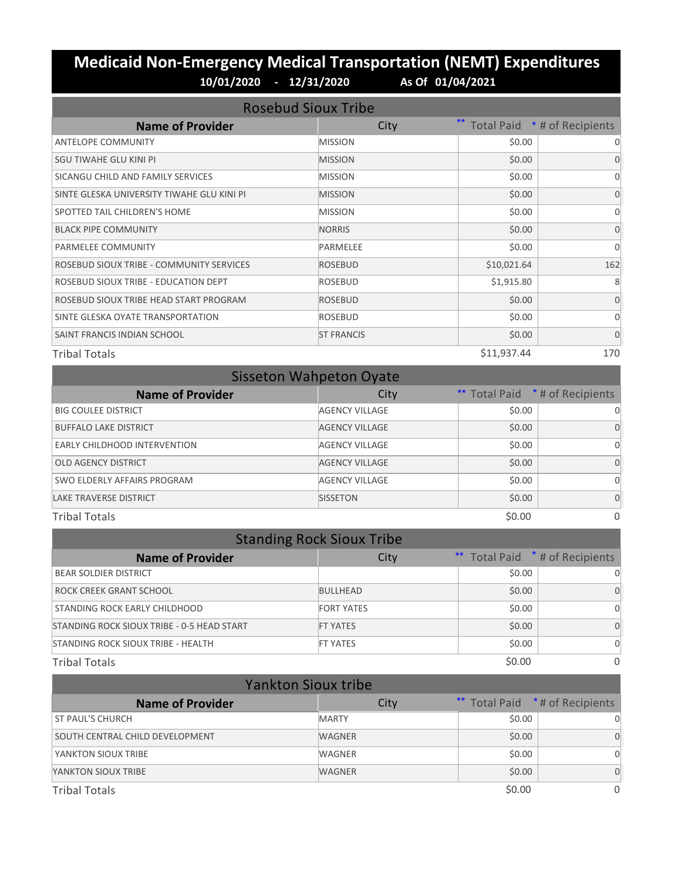# Medicaid Non-Emergency Medical Transportation (NEMT) Expenditures

**10/01/2020 - 12/31/2020 As Of 01/04/2021**

## Rosebud Sioux Tribe

| Name of Provider | City | ** Total Paid | * # of Recipients |
|---|---|---|---|
| ANTELOPE COMMUNITY | MISSION | $0.00 | 0 |
| SGU TIWAHE GLU KINI PI | MISSION | $0.00 | 0 |
| SICANGU CHILD AND FAMILY SERVICES | MISSION | $0.00 | 0 |
| SINTE GLESKA UNIVERSITY TIWAHE GLU KINI PI | MISSION | $0.00 | 0 |
| SPOTTED TAIL CHILDREN'S HOME | MISSION | $0.00 | 0 |
| BLACK PIPE COMMUNITY | NORRIS | $0.00 | 0 |
| PARMELEE COMMUNITY | PARMELEE | $0.00 | 0 |
| ROSEBUD SIOUX TRIBE - COMMUNITY SERVICES | ROSEBUD | $10,021.64 | 162 |
| ROSEBUD SIOUX TRIBE - EDUCATION DEPT | ROSEBUD | $1,915.80 | 8 |
| ROSEBUD SIOUX TRIBE HEAD START PROGRAM | ROSEBUD | $0.00 | 0 |
| SINTE GLESKA OYATE TRANSPORTATION | ROSEBUD | $0.00 | 0 |
| SAINT FRANCIS INDIAN SCHOOL | ST FRANCIS | $0.00 | 0 |
| Tribal Totals | | $11,937.44 | 170 |

## Sisseton Wahpeton Oyate

| Name of Provider | City | ** Total Paid | * # of Recipients |
|---|---|---|---|
| BIG COULEE DISTRICT | AGENCY VILLAGE | $0.00 | 0 |
| BUFFALO LAKE DISTRICT | AGENCY VILLAGE | $0.00 | 0 |
| EARLY CHILDHOOD INTERVENTION | AGENCY VILLAGE | $0.00 | 0 |
| OLD AGENCY DISTRICT | AGENCY VILLAGE | $0.00 | 0 |
| SWO ELDERLY AFFAIRS PROGRAM | AGENCY VILLAGE | $0.00 | 0 |
| LAKE TRAVERSE DISTRICT | SISSETON | $0.00 | 0 |
| Tribal Totals | | $0.00 | 0 |

## Standing Rock Sioux Tribe

| Name of Provider | City | ** Total Paid | * # of Recipients |
|---|---|---|---|
| BEAR SOLDIER DISTRICT | | $0.00 | 0 |
| ROCK CREEK GRANT SCHOOL | BULLHEAD | $0.00 | 0 |
| STANDING ROCK EARLY CHILDHOOD | FORT YATES | $0.00 | 0 |
| STANDING ROCK SIOUX TRIBE - 0-5 HEAD START | FT YATES | $0.00 | 0 |
| STANDING ROCK SIOUX TRIBE - HEALTH | FT YATES | $0.00 | 0 |
| Tribal Totals | | $0.00 | 0 |

## Yankton Sioux tribe

| Name of Provider | City | ** Total Paid | * # of Recipients |
|---|---|---|---|
| ST PAUL'S CHURCH | MARTY | $0.00 | 0 |
| SOUTH CENTRAL CHILD DEVELOPMENT | WAGNER | $0.00 | 0 |
| YANKTON SIOUX TRIBE | WAGNER | $0.00 | 0 |
| YANKTON SIOUX TRIBE | WAGNER | $0.00 | 0 |
| Tribal Totals | | $0.00 | 0 |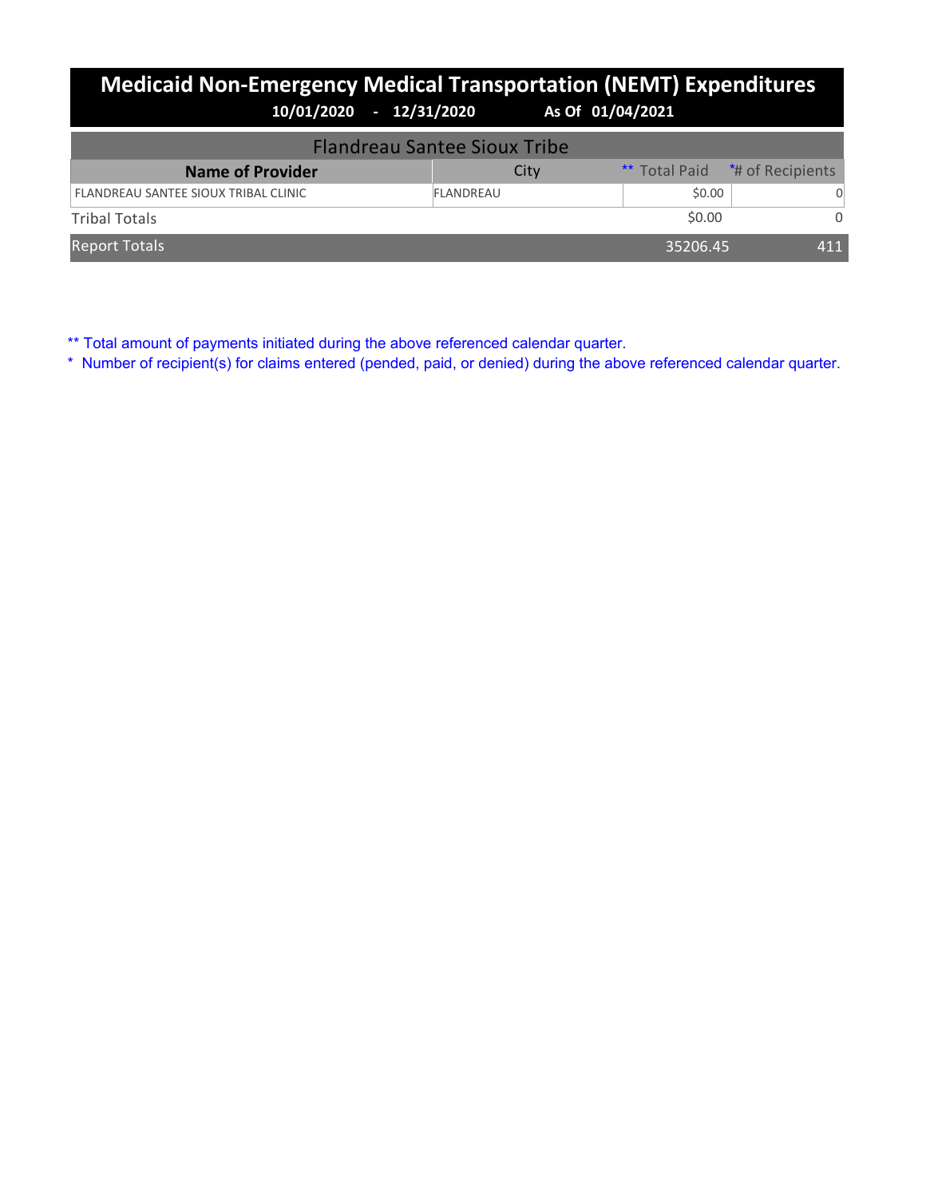# Medicaid Non-Emergency Medical Transportation (NEMT) Expenditures

**10/01/2020 - 12/31/2020 As Of 01/04/2021**

## Flandreau Santee Sioux Tribe

| Name of Provider | City | ** Total Paid | *# of Recipients |
|---|---|---|---|
| FLANDREAU SANTEE SIOUX TRIBAL CLINIC | FLANDREAU | $0.00 | 0 |
| Tribal Totals | | $0.00 | 0 |
| Report Totals | | 35206.45 | 411 |

** Total amount of payments initiated during the above referenced calendar quarter.

* Number of recipient(s) for claims entered (pended, paid, or denied) during the above referenced calendar quarter.